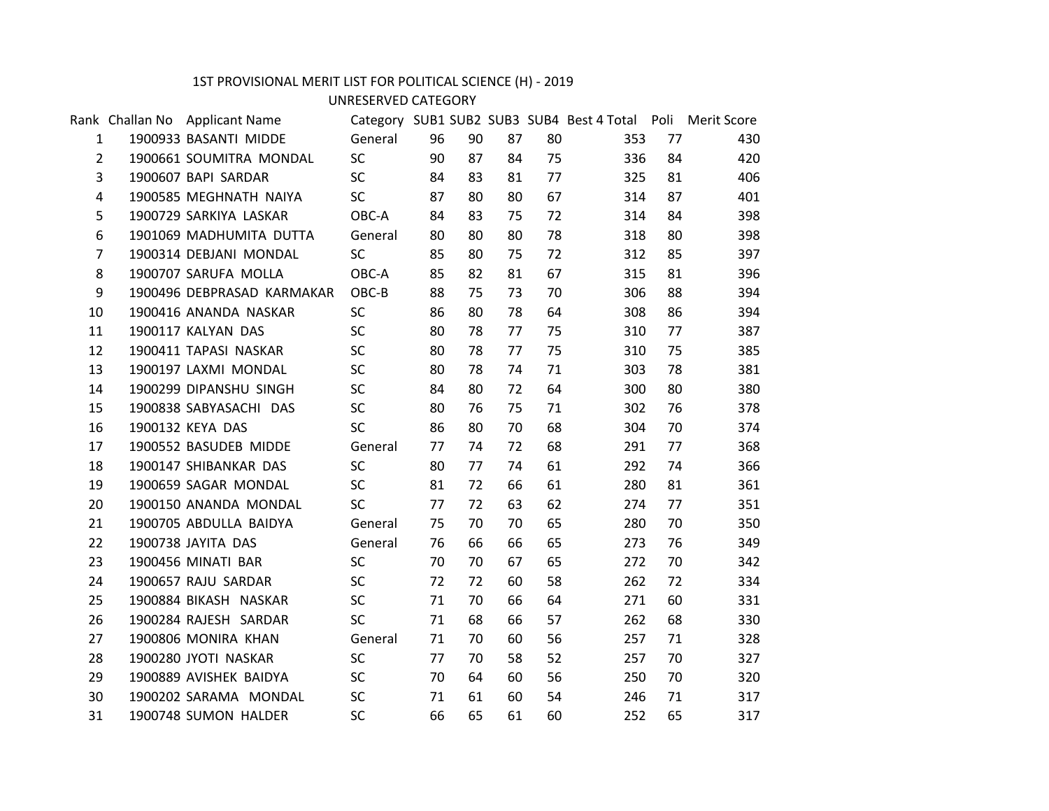# 1ST PROVISIONAL MERIT LIST FOR POLITICAL SCIENCE (H) - 2019

## UNRESERVED CATEGORY

| Rank | Challan No | Applicant Name | Category | SUB1 | SUB2 | SUB3 | SUB4 | Best 4 Total | Poli | Merit Score |
|---|---|---|---|---|---|---|---|---|---|---|
| 1 | 1900933 | BASANTI MIDDE | General | 96 | 90 | 87 | 80 | 353 | 77 | 430 |
| 2 | 1900661 | SOUMITRA MONDAL | SC | 90 | 87 | 84 | 75 | 336 | 84 | 420 |
| 3 | 1900607 | BAPI SARDAR | SC | 84 | 83 | 81 | 77 | 325 | 81 | 406 |
| 4 | 1900585 | MEGHNATH NAIYA | SC | 87 | 80 | 80 | 67 | 314 | 87 | 401 |
| 5 | 1900729 | SARKIYA LASKAR | OBC-A | 84 | 83 | 75 | 72 | 314 | 84 | 398 |
| 6 | 1901069 | MADHUMITA DUTTA | General | 80 | 80 | 80 | 78 | 318 | 80 | 398 |
| 7 | 1900314 | DEBJANI MONDAL | SC | 85 | 80 | 75 | 72 | 312 | 85 | 397 |
| 8 | 1900707 | SARUFA MOLLA | OBC-A | 85 | 82 | 81 | 67 | 315 | 81 | 396 |
| 9 | 1900496 | DEBPRASAD KARMAKAR | OBC-B | 88 | 75 | 73 | 70 | 306 | 88 | 394 |
| 10 | 1900416 | ANANDA NASKAR | SC | 86 | 80 | 78 | 64 | 308 | 86 | 394 |
| 11 | 1900117 | KALYAN DAS | SC | 80 | 78 | 77 | 75 | 310 | 77 | 387 |
| 12 | 1900411 | TAPASI NASKAR | SC | 80 | 78 | 77 | 75 | 310 | 75 | 385 |
| 13 | 1900197 | LAXMI MONDAL | SC | 80 | 78 | 74 | 71 | 303 | 78 | 381 |
| 14 | 1900299 | DIPANSHU SINGH | SC | 84 | 80 | 72 | 64 | 300 | 80 | 380 |
| 15 | 1900838 | SABYASACHI DAS | SC | 80 | 76 | 75 | 71 | 302 | 76 | 378 |
| 16 | 1900132 | KEYA DAS | SC | 86 | 80 | 70 | 68 | 304 | 70 | 374 |
| 17 | 1900552 | BASUDEB MIDDE | General | 77 | 74 | 72 | 68 | 291 | 77 | 368 |
| 18 | 1900147 | SHIBANKAR DAS | SC | 80 | 77 | 74 | 61 | 292 | 74 | 366 |
| 19 | 1900659 | SAGAR MONDAL | SC | 81 | 72 | 66 | 61 | 280 | 81 | 361 |
| 20 | 1900150 | ANANDA MONDAL | SC | 77 | 72 | 63 | 62 | 274 | 77 | 351 |
| 21 | 1900705 | ABDULLA BAIDYA | General | 75 | 70 | 70 | 65 | 280 | 70 | 350 |
| 22 | 1900738 | JAYITA DAS | General | 76 | 66 | 66 | 65 | 273 | 76 | 349 |
| 23 | 1900456 | MINATI BAR | SC | 70 | 70 | 67 | 65 | 272 | 70 | 342 |
| 24 | 1900657 | RAJU SARDAR | SC | 72 | 72 | 60 | 58 | 262 | 72 | 334 |
| 25 | 1900884 | BIKASH NASKAR | SC | 71 | 70 | 66 | 64 | 271 | 60 | 331 |
| 26 | 1900284 | RAJESH SARDAR | SC | 71 | 68 | 66 | 57 | 262 | 68 | 330 |
| 27 | 1900806 | MONIRA KHAN | General | 71 | 70 | 60 | 56 | 257 | 71 | 328 |
| 28 | 1900280 | JYOTI NASKAR | SC | 77 | 70 | 58 | 52 | 257 | 70 | 327 |
| 29 | 1900889 | AVISHEK BAIDYA | SC | 70 | 64 | 60 | 56 | 250 | 70 | 320 |
| 30 | 1900202 | SARAMA MONDAL | SC | 71 | 61 | 60 | 54 | 246 | 71 | 317 |
| 31 | 1900748 | SUMON HALDER | SC | 66 | 65 | 61 | 60 | 252 | 65 | 317 |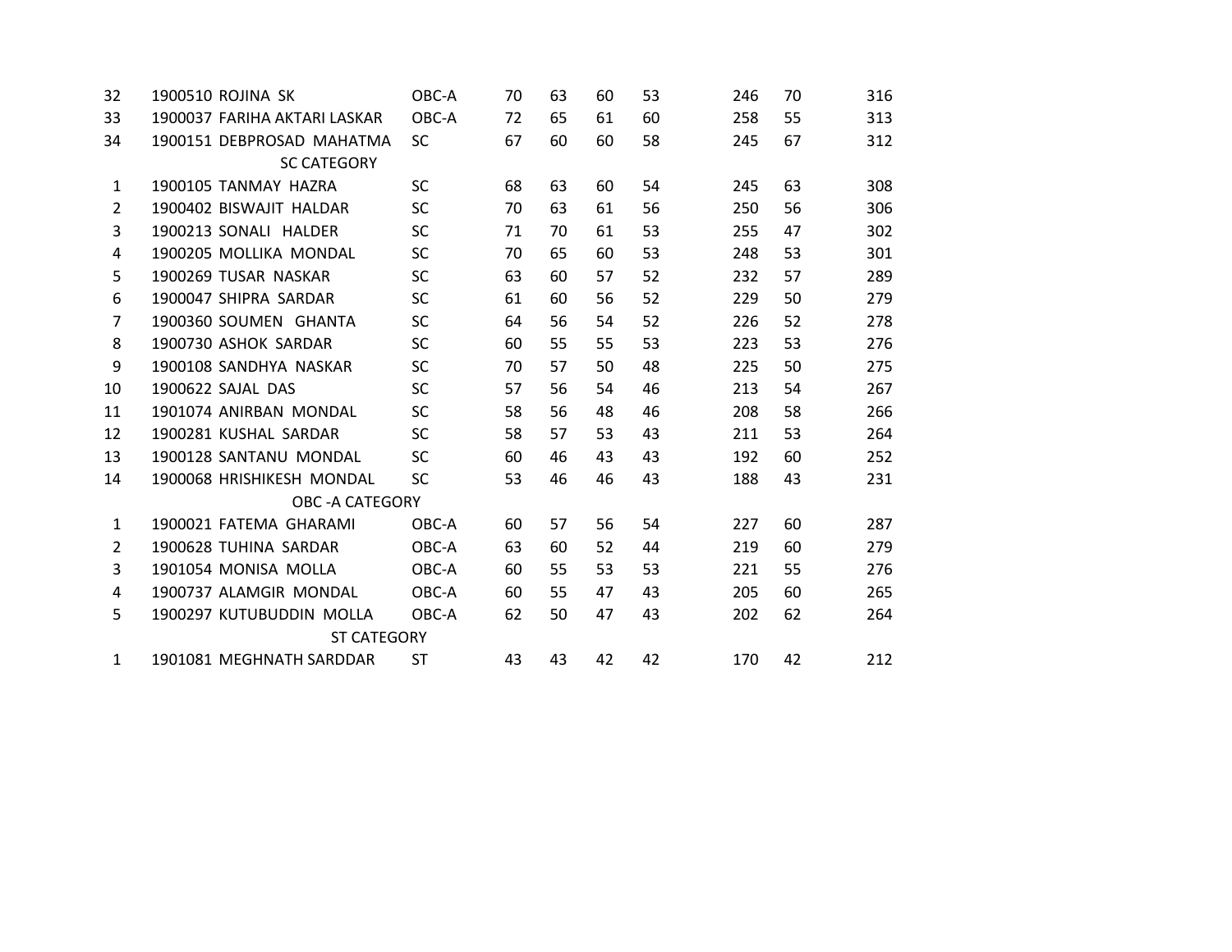| | | | | | | | | | | |
|---|---|---|---|---|---|---|---|---|---|---|
| 32 | 1900510 | ROJINA SK | OBC-A | 70 | 63 | 60 | 53 | 246 | 70 | 316 |
| 33 | 1900037 | FARIHA AKTARI LASKAR | OBC-A | 72 | 65 | 61 | 60 | 258 | 55 | 313 |
| 34 | 1900151 | DEBPROSAD MAHATMA | SC | 67 | 60 | 60 | 58 | 245 | 67 | 312 |
| | | SC CATEGORY | | | | | | | | |
| 1 | 1900105 | TANMAY HAZRA | SC | 68 | 63 | 60 | 54 | 245 | 63 | 308 |
| 2 | 1900402 | BISWAJIT HALDAR | SC | 70 | 63 | 61 | 56 | 250 | 56 | 306 |
| 3 | 1900213 | SONALI HALDER | SC | 71 | 70 | 61 | 53 | 255 | 47 | 302 |
| 4 | 1900205 | MOLLIKA MONDAL | SC | 70 | 65 | 60 | 53 | 248 | 53 | 301 |
| 5 | 1900269 | TUSAR NASKAR | SC | 63 | 60 | 57 | 52 | 232 | 57 | 289 |
| 6 | 1900047 | SHIPRA SARDAR | SC | 61 | 60 | 56 | 52 | 229 | 50 | 279 |
| 7 | 1900360 | SOUMEN GHANTA | SC | 64 | 56 | 54 | 52 | 226 | 52 | 278 |
| 8 | 1900730 | ASHOK SARDAR | SC | 60 | 55 | 55 | 53 | 223 | 53 | 276 |
| 9 | 1900108 | SANDHYA NASKAR | SC | 70 | 57 | 50 | 48 | 225 | 50 | 275 |
| 10 | 1900622 | SAJAL DAS | SC | 57 | 56 | 54 | 46 | 213 | 54 | 267 |
| 11 | 1901074 | ANIRBAN MONDAL | SC | 58 | 56 | 48 | 46 | 208 | 58 | 266 |
| 12 | 1900281 | KUSHAL SARDAR | SC | 58 | 57 | 53 | 43 | 211 | 53 | 264 |
| 13 | 1900128 | SANTANU MONDAL | SC | 60 | 46 | 43 | 43 | 192 | 60 | 252 |
| 14 | 1900068 | HRISHIKESH MONDAL | SC | 53 | 46 | 46 | 43 | 188 | 43 | 231 |
| | | OBC -A CATEGORY | | | | | | | | |
| 1 | 1900021 | FATEMA GHARAMI | OBC-A | 60 | 57 | 56 | 54 | 227 | 60 | 287 |
| 2 | 1900628 | TUHINA SARDAR | OBC-A | 63 | 60 | 52 | 44 | 219 | 60 | 279 |
| 3 | 1901054 | MONISA MOLLA | OBC-A | 60 | 55 | 53 | 53 | 221 | 55 | 276 |
| 4 | 1900737 | ALAMGIR MONDAL | OBC-A | 60 | 55 | 47 | 43 | 205 | 60 | 265 |
| 5 | 1900297 | KUTUBUDDIN MOLLA | OBC-A | 62 | 50 | 47 | 43 | 202 | 62 | 264 |
| | | ST CATEGORY | | | | | | | | |
| 1 | 1901081 | MEGHNATH SARDDAR | ST | 43 | 43 | 42 | 42 | 170 | 42 | 212 |